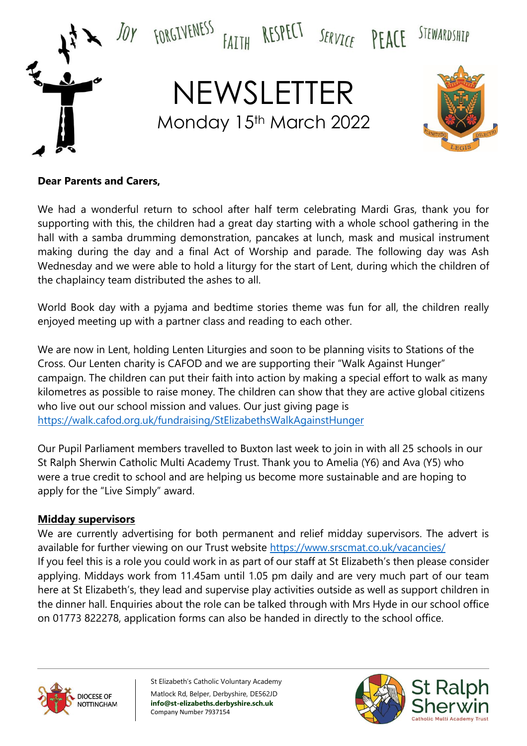JOY FORGIVENESS FAITH RESPECT SERVICE PEACE STEWARDSHIP

# NEWSLETTER

Monday 15th March 2022

**Dear Parents and Carers,**

We had a wonderful return to school after half term celebrating Mardi Gras, thank you for supporting with this, the children had a great day starting with a whole school gathering in the hall with a samba drumming demonstration, pancakes at lunch, mask and musical instrument making during the day and a final Act of Worship and parade. The following day was Ash Wednesday and we were able to hold a liturgy for the start of Lent, during which the children of the chaplaincy team distributed the ashes to all.

World Book day with a pyjama and bedtime stories theme was fun for all, the children really enjoyed meeting up with a partner class and reading to each other.

We are now in Lent, holding Lenten Liturgies and soon to be planning visits to Stations of the Cross. Our Lenten charity is CAFOD and we are supporting their "Walk Against Hunger" campaign. The children can put their faith into action by making a special effort to walk as many kilometres as possible to raise money. The children can show that they are active global citizens who live out our school mission and values. Our just giving page is https://walk.cafod.org.uk/fundraising/StElizabethsWalkAgainstHunger

Our Pupil Parliament members travelled to Buxton last week to join in with all 25 schools in our St Ralph Sherwin Catholic Multi Academy Trust. Thank you to Amelia (Y6) and Ava (Y5) who were a true credit to school and are helping us become more sustainable and are hoping to apply for the "Live Simply" award.

## Midday supervisors

We are currently advertising for both permanent and relief midday supervisors. The advert is available for further viewing on our Trust website https://www.srscmat.co.uk/vacancies/

If you feel this is a role you could work in as part of our staff at St Elizabeth's then please consider applying. Middays work from 11.45am until 1.05 pm daily and are very much part of our team here at St Elizabeth's, they lead and supervise play activities outside as well as support children in the dinner hall. Enquiries about the role can be talked through with Mrs Hyde in our school office on 01773 822278, application forms can also be handed in directly to the school office.

DIOCESE OF NOTTINGHAM

St Elizabeth's Catholic Voluntary Academy
Matlock Rd, Belper, Derbyshire, DE562JD
**info@st-elizabeths.derbyshire.sch.uk**
Company Number 7937154

St Ralph Sherwin Catholic Multi Academy Trust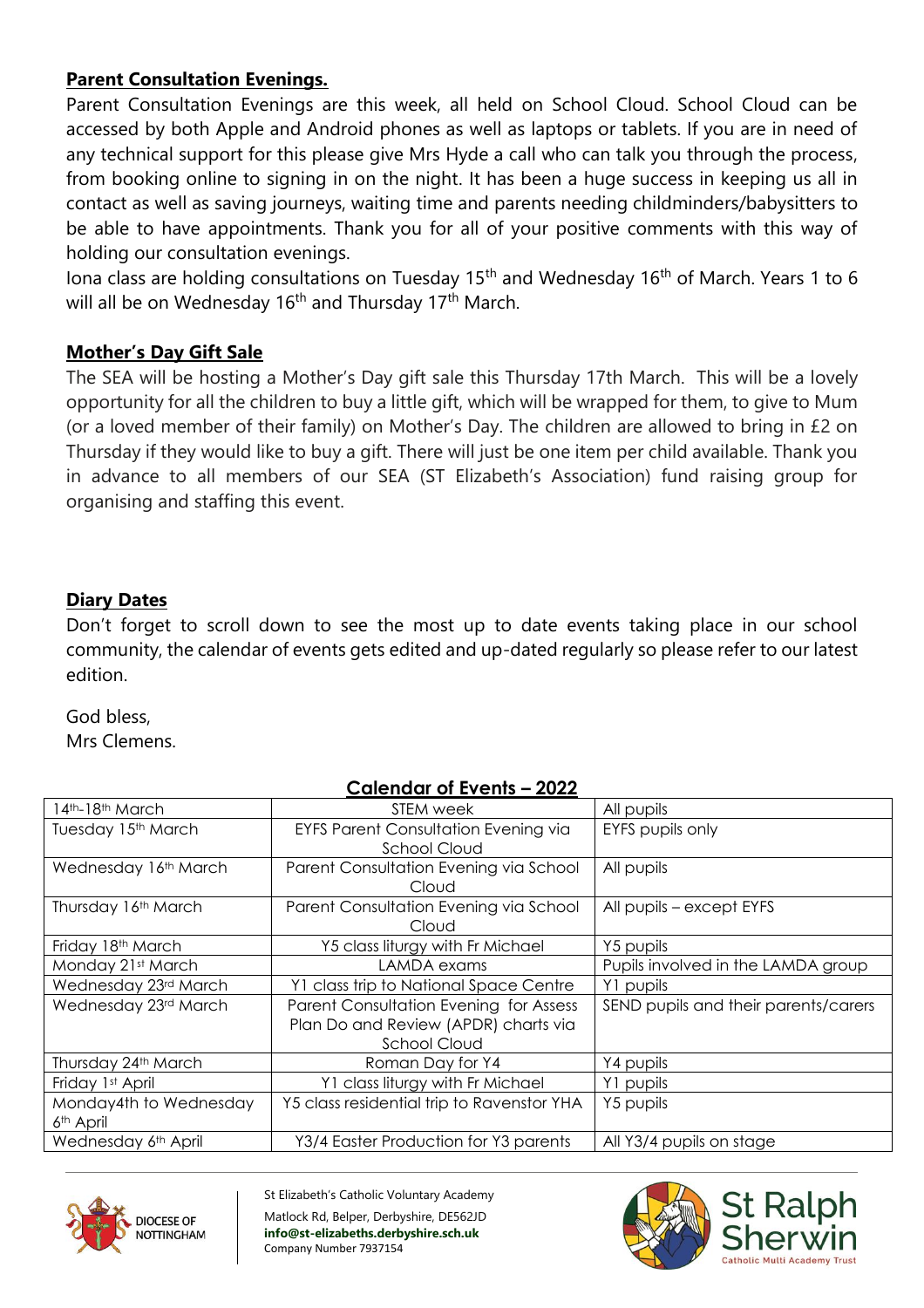**Parent Consultation Evenings.**

Parent Consultation Evenings are this week, all held on School Cloud. School Cloud can be accessed by both Apple and Android phones as well as laptops or tablets. If you are in need of any technical support for this please give Mrs Hyde a call who can talk you through the process, from booking online to signing in on the night. It has been a huge success in keeping us all in contact as well as saving journeys, waiting time and parents needing childminders/babysitters to be able to have appointments. Thank you for all of your positive comments with this way of holding our consultation evenings.

Iona class are holding consultations on Tuesday 15th and Wednesday 16th of March. Years 1 to 6 will all be on Wednesday 16th and Thursday 17th March.

**Mother's Day Gift Sale**

The SEA will be hosting a Mother's Day gift sale this Thursday 17th March. This will be a lovely opportunity for all the children to buy a little gift, which will be wrapped for them, to give to Mum (or a loved member of their family) on Mother's Day. The children are allowed to bring in £2 on Thursday if they would like to buy a gift. There will just be one item per child available. Thank you in advance to all members of our SEA (ST Elizabeth's Association) fund raising group for organising and staffing this event.

**Diary Dates**

Don't forget to scroll down to see the most up to date events taking place in our school community, the calendar of events gets edited and up-dated regularly so please refer to our latest edition.

God bless,
Mrs Clemens.

**Calendar of Events – 2022**

| | | |
|---|---|---|
| 14th-18th March | STEM week | All pupils |
| Tuesday 15th March | EYFS Parent Consultation Evening via School Cloud | EYFS pupils only |
| Wednesday 16th March | Parent Consultation Evening via School Cloud | All pupils |
| Thursday 16th March | Parent Consultation Evening via School Cloud | All pupils – except EYFS |
| Friday 18th March | Y5 class liturgy with Fr Michael | Y5 pupils |
| Monday 21st March | LAMDA exams | Pupils involved in the LAMDA group |
| Wednesday 23rd March | Y1 class trip to National Space Centre | Y1 pupils |
| Wednesday 23rd March | Parent Consultation Evening for Assess Plan Do and Review (APDR) charts via School Cloud | SEND pupils and their parents/carers |
| Thursday 24th March | Roman Day for Y4 | Y4 pupils |
| Friday 1st April | Y1 class liturgy with Fr Michael | Y1 pupils |
| Monday4th to Wednesday 6th April | Y5 class residential trip to Ravenstor YHA | Y5 pupils |
| Wednesday 6th April | Y3/4 Easter Production for Y3 parents | All Y3/4 pupils on stage |

St Elizabeth's Catholic Voluntary Academy
Matlock Rd, Belper, Derbyshire, DE562JD
**info@st-elizabeths.derbyshire.sch.uk**
Company Number 7937154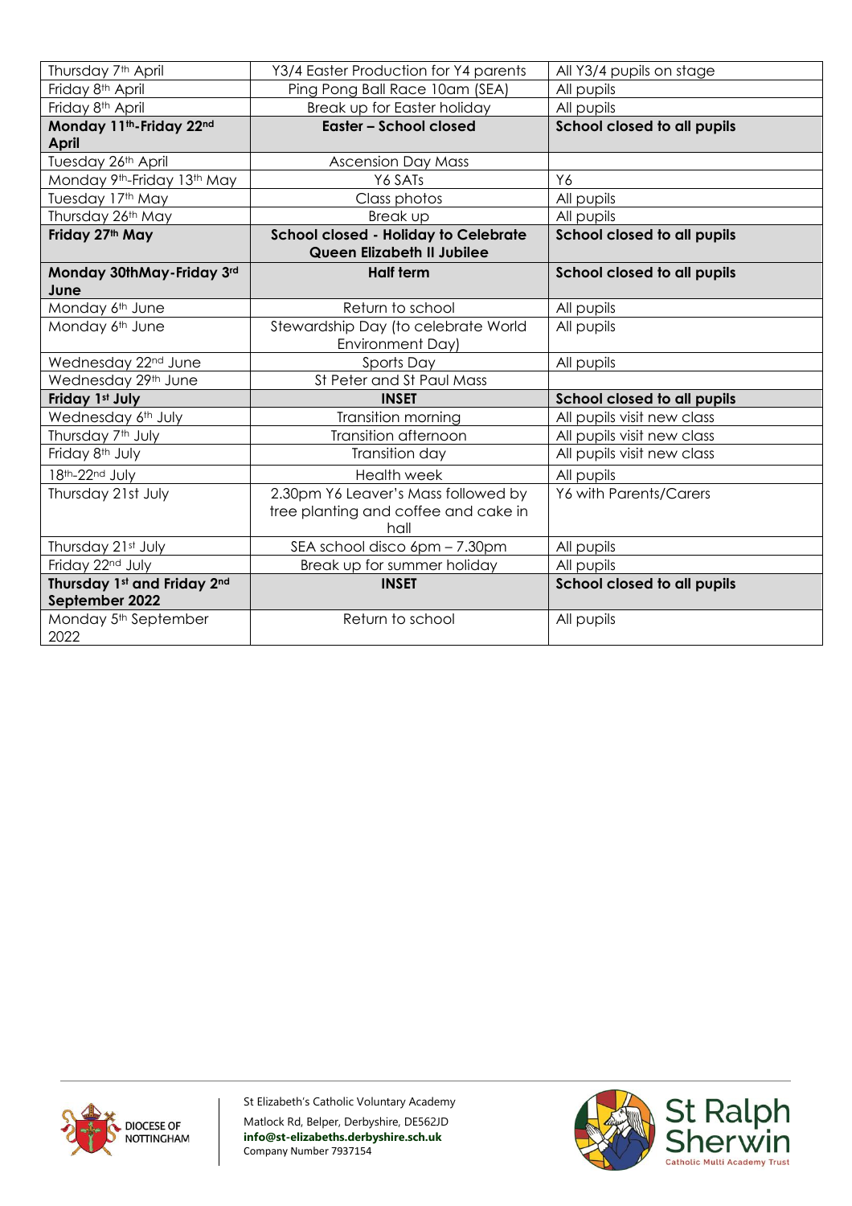| | | |
|---|---|---|
| Thursday 7th April | Y3/4 Easter Production for Y4 parents | All Y3/4 pupils on stage |
| Friday 8th April | Ping Pong Ball Race 10am (SEA) | All pupils |
| Friday 8th April | Break up for Easter holiday | All pupils |
| **Monday 11th-Friday 22nd April** | **Easter – School closed** | **School closed to all pupils** |
| Tuesday 26th April | Ascension Day Mass | |
| Monday 9th-Friday 13th May | Y6 SATs | Y6 |
| Tuesday 17th May | Class photos | All pupils |
| Thursday 26th May | Break up | All pupils |
| **Friday 27th May** | **School closed - Holiday to Celebrate Queen Elizabeth II Jubilee** | **School closed to all pupils** |
| **Monday 30thMay-Friday 3rd June** | **Half term** | **School closed to all pupils** |
| Monday 6th June | Return to school | All pupils |
| Monday 6th June | Stewardship Day (to celebrate World Environment Day) | All pupils |
| Wednesday 22nd June | Sports Day | All pupils |
| Wednesday 29th June | St Peter and St Paul Mass | |
| **Friday 1st July** | **INSET** | **School closed to all pupils** |
| Wednesday 6th July | Transition morning | All pupils visit new class |
| Thursday 7th July | Transition afternoon | All pupils visit new class |
| Friday 8th July | Transition day | All pupils visit new class |
| 18th-22nd July | Health week | All pupils |
| Thursday 21st July | 2.30pm Y6 Leaver's Mass followed by tree planting and coffee and cake in hall | Y6 with Parents/Carers |
| Thursday 21st July | SEA school disco 6pm – 7.30pm | All pupils |
| Friday 22nd July | Break up for summer holiday | All pupils |
| **Thursday 1st and Friday 2nd September 2022** | **INSET** | **School closed to all pupils** |
| Monday 5th September 2022 | Return to school | All pupils |

DIOCESE OF NOTTINGHAM

St Elizabeth's Catholic Voluntary Academy
Matlock Rd, Belper, Derbyshire, DE562JD
**info@st-elizabeths.derbyshire.sch.uk**
Company Number 7937154

St Ralph Sherwin Catholic Multi Academy Trust